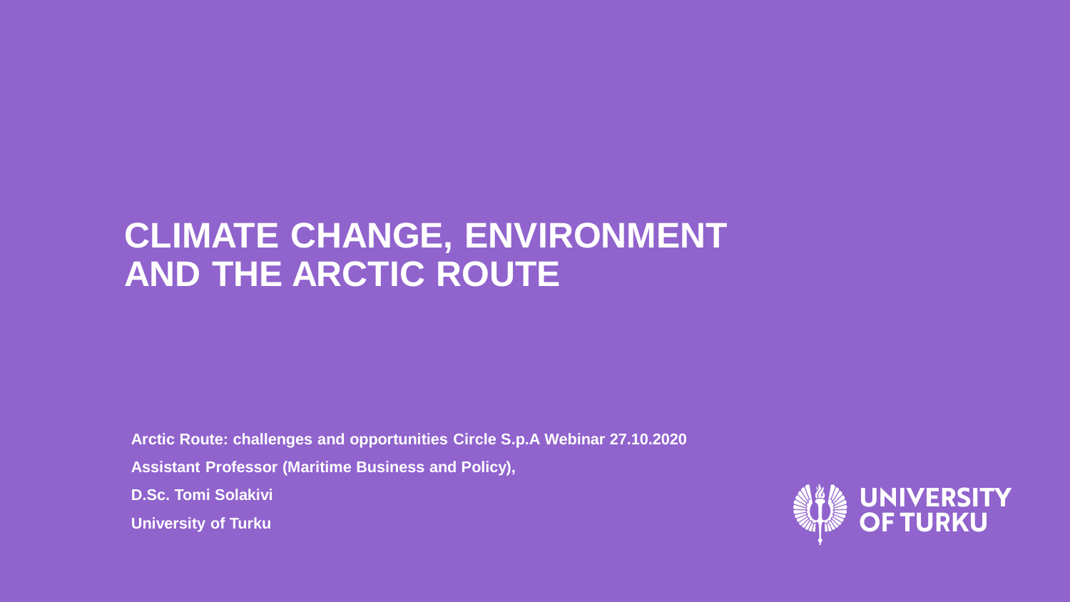# CLIMATE CHANGE, ENVIRONMENT AND THE ARCTIC ROUTE

**Arctic Route: challenges and opportunities Circle S.p.A Webinar 27.10.2020**

**Assistant Professor (Maritime Business and Policy),**

**D.Sc. Tomi Solakivi**

**University of Turku**

UNIVERSITY OF TURKU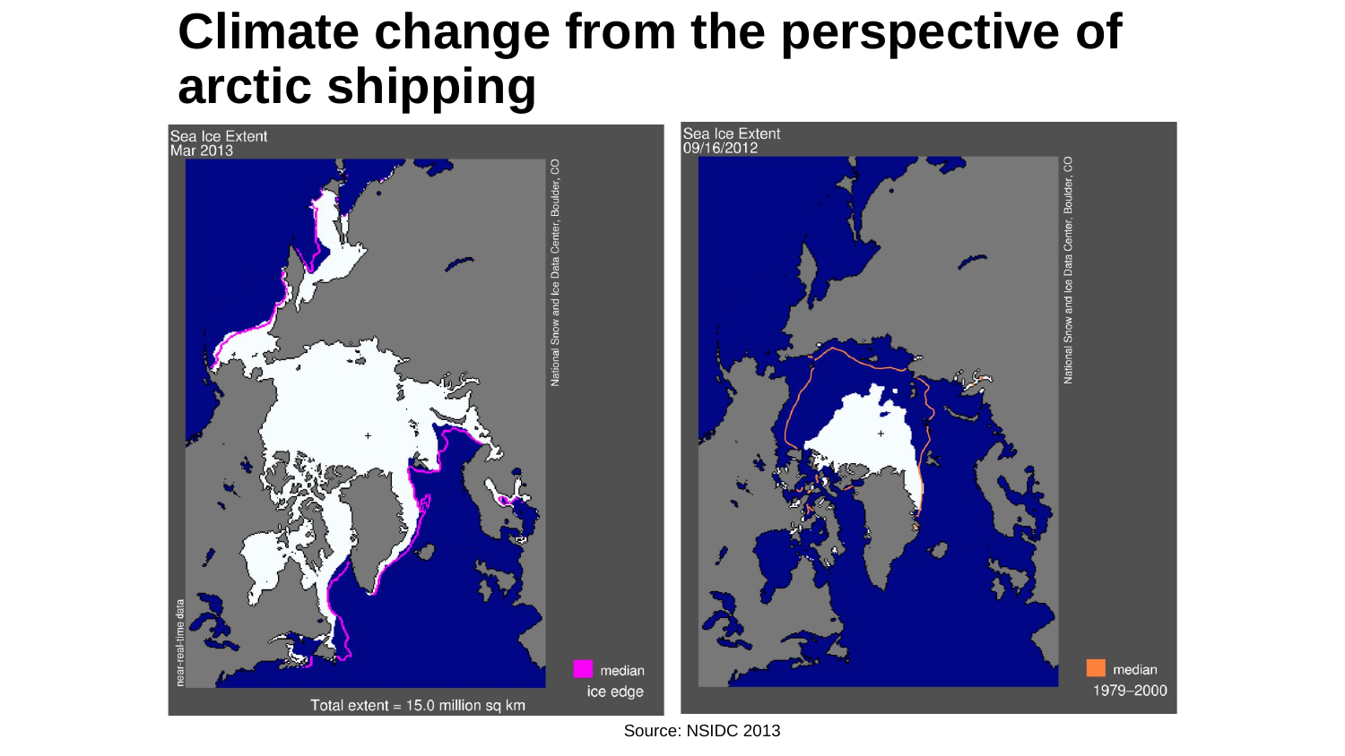# Climate change from the perspective of arctic shipping

Sea Ice Extent
Mar 2013

Total extent = 15.0 million sq km

median ice edge

Sea Ice Extent
09/16/2012

median 1979–2000

Source: NSIDC 2013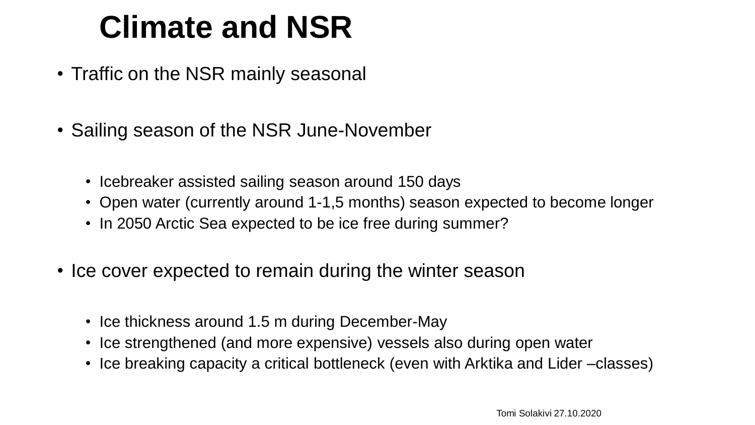# Climate and NSR

- Traffic on the NSR mainly seasonal

- Sailing season of the NSR June-November

  - Icebreaker assisted sailing season around 150 days
  - Open water (currently around 1-1,5 months) season expected to become longer
  - In 2050 Arctic Sea expected to be ice free during summer?

- Ice cover expected to remain during the winter season

  - Ice thickness around 1.5 m during December-May
  - Ice strengthened (and more expensive) vessels also during open water
  - Ice breaking capacity a critical bottleneck (even with Arktika and Lider –classes)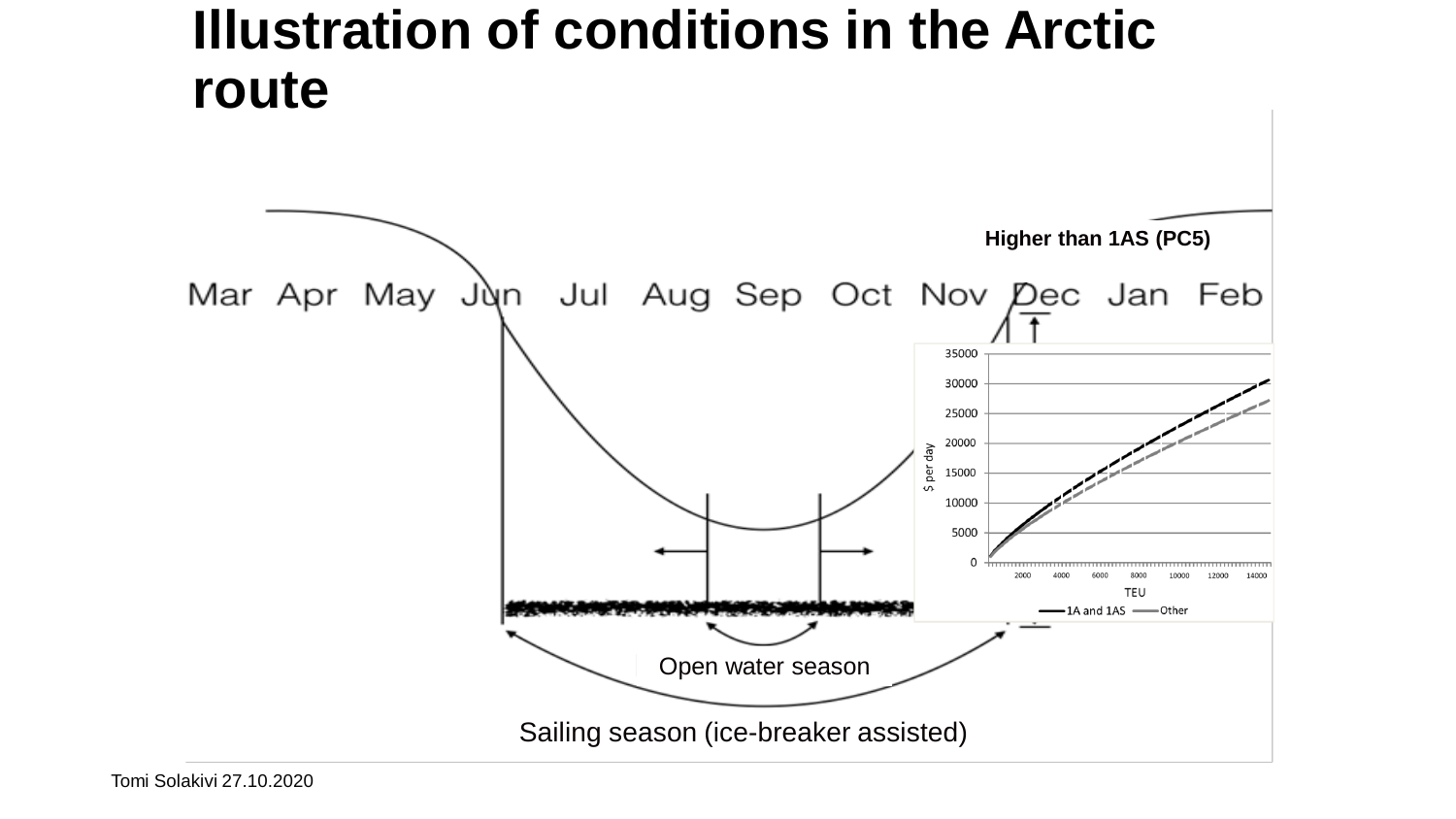# Illustration of conditions in the Arctic route

Higher than 1AS (PC5)

Mar Apr May Jun Jul Aug Sep Oct Nov Dec Jan Feb

$ per day

35000
30000
25000
20000
15000
10000
5000
0

2000 4000 6000 8000 10000 12000 14000

TEU

1A and 1AS — Other

Open water season

Sailing season (ice-breaker assisted)

Tomi Solakivi 27.10.2020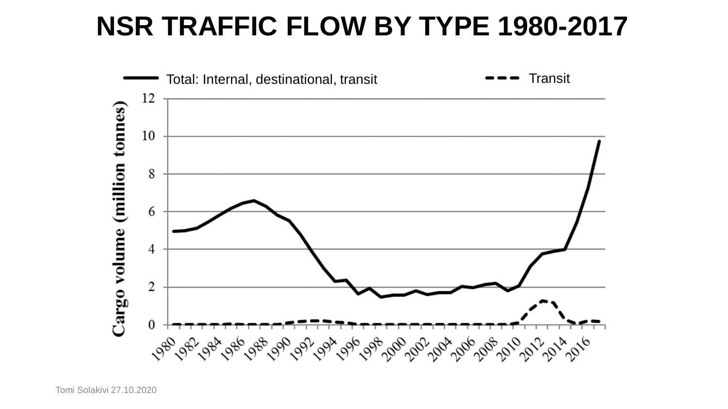# NSR TRAFFIC FLOW BY TYPE 1980-2017

Total: Internal, destinational, transit

Transit

Cargo volume (million tonnes)

12
10
8
6
4
2
0

1980 1982 1984 1986 1988 1990 1992 1994 1996 1998 2000 2002 2004 2006 2008 2010 2012 2014 2016

Tomi Solakivi 27.10.2020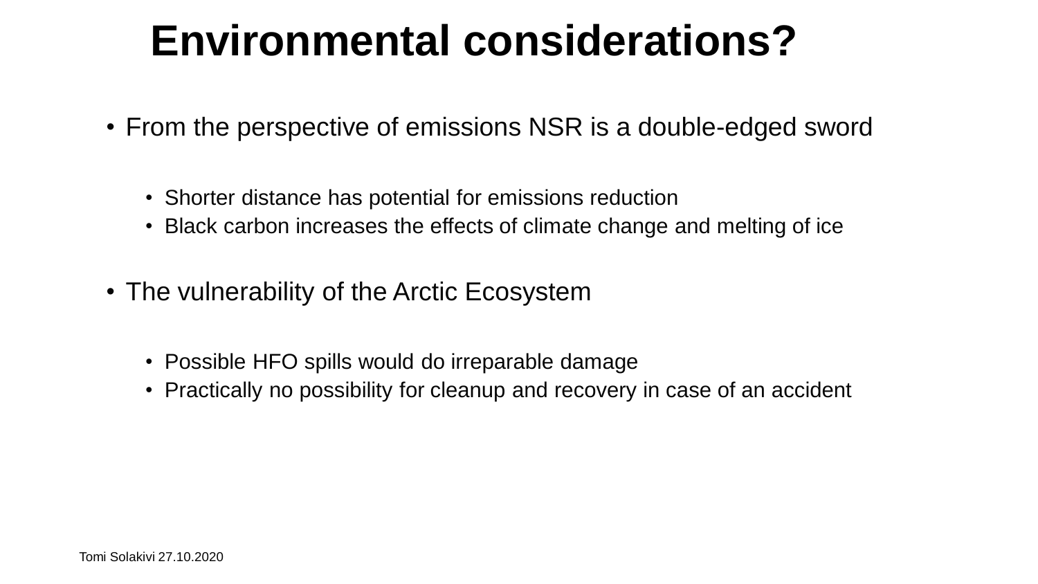# Environmental considerations?

- From the perspective of emissions NSR is a double-edged sword
  - Shorter distance has potential for emissions reduction
  - Black carbon increases the effects of climate change and melting of ice
- The vulnerability of the Arctic Ecosystem
  - Possible HFO spills would do irreparable damage
  - Practically no possibility for cleanup and recovery in case of an accident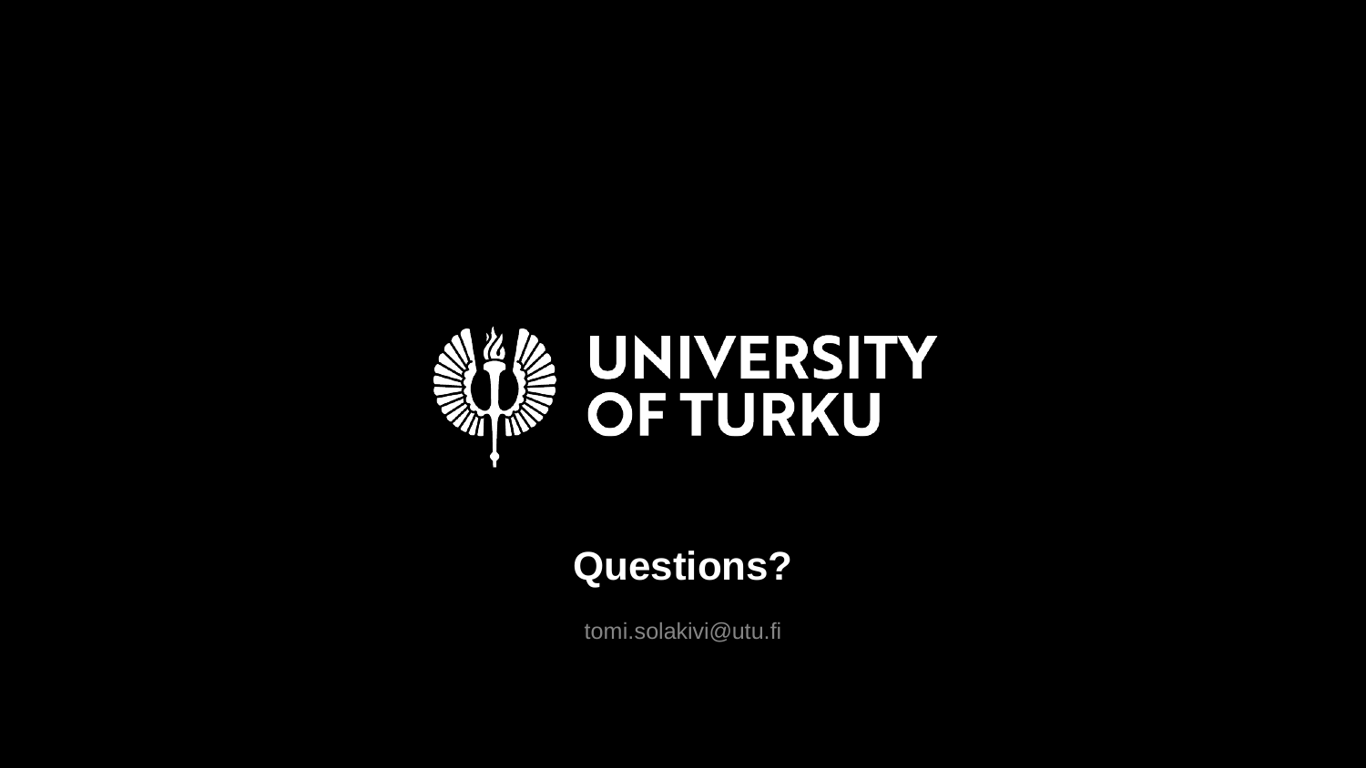UNIVERSITY OF TURKU

**Questions?**

tomi.solakivi@utu.fi